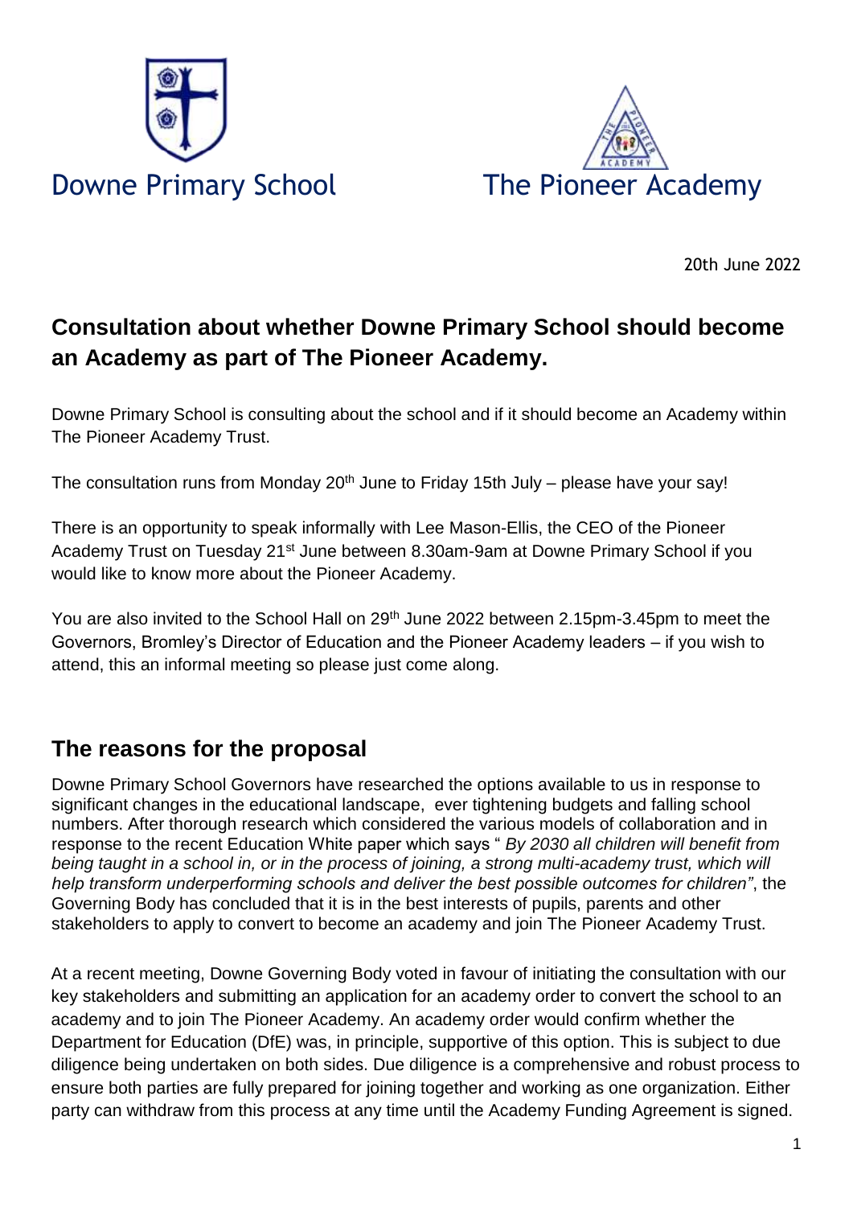Downne Primary School The Pioneer Academy

20th June 2022

## Consultation about whether Downe Primary School should become an Academy as part of The Pioneer Academy.

Downe Primary School is consulting about the school and if it should become an Academy within The Pioneer Academy Trust.

The consultation runs from Monday 20th June to Friday 15th July – please have your say!

There is an opportunity to speak informally with Lee Mason-Ellis, the CEO of the Pioneer Academy Trust on Tuesday 21st June between 8.30am-9am at Downe Primary School if you would like to know more about the Pioneer Academy.

You are also invited to the School Hall on 29th June 2022 between 2.15pm-3.45pm to meet the Governors, Bromley's Director of Education and the Pioneer Academy leaders – if you wish to attend, this an informal meeting so please just come along.

## The reasons for the proposal

Downe Primary School Governors have researched the options available to us in response to significant changes in the educational landscape, ever tightening budgets and falling school numbers. After thorough research which considered the various models of collaboration and in response to the recent Education White paper which says " *By 2030 all children will benefit from being taught in a school in, or in the process of joining, a strong multi-academy trust, which will help transform underperforming schools and deliver the best possible outcomes for children"*, the Governing Body has concluded that it is in the best interests of pupils, parents and other stakeholders to apply to convert to become an academy and join The Pioneer Academy Trust.

At a recent meeting, Downe Governing Body voted in favour of initiating the consultation with our key stakeholders and submitting an application for an academy order to convert the school to an academy and to join The Pioneer Academy. An academy order would confirm whether the Department for Education (DfE) was, in principle, supportive of this option. This is subject to due diligence being undertaken on both sides. Due diligence is a comprehensive and robust process to ensure both parties are fully prepared for joining together and working as one organization. Either party can withdraw from this process at any time until the Academy Funding Agreement is signed.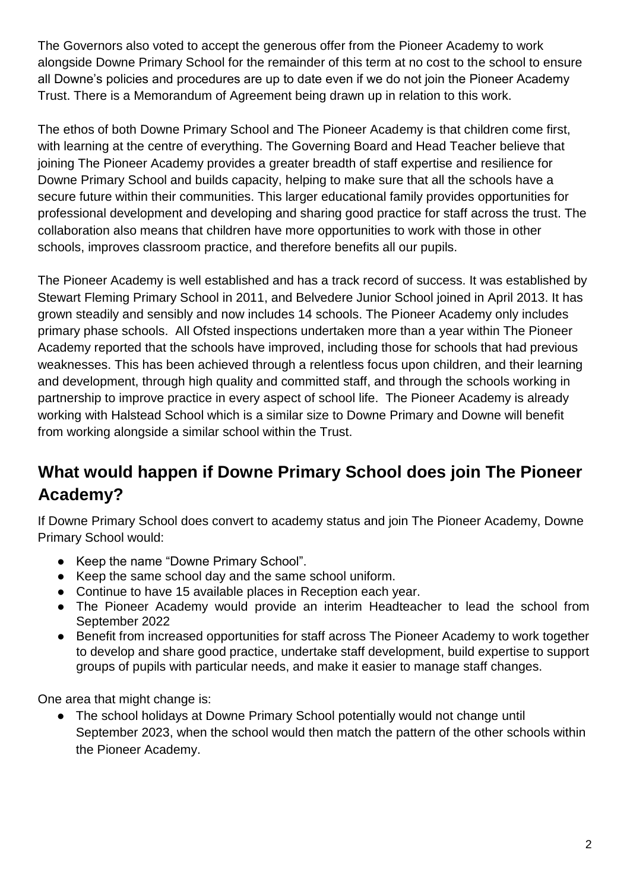The Governors also voted to accept the generous offer from the Pioneer Academy to work alongside Downe Primary School for the remainder of this term at no cost to the school to ensure all Downe's policies and procedures are up to date even if we do not join the Pioneer Academy Trust. There is a Memorandum of Agreement being drawn up in relation to this work.

The ethos of both Downe Primary School and The Pioneer Academy is that children come first, with learning at the centre of everything. The Governing Board and Head Teacher believe that joining The Pioneer Academy provides a greater breadth of staff expertise and resilience for Downe Primary School and builds capacity, helping to make sure that all the schools have a secure future within their communities. This larger educational family provides opportunities for professional development and developing and sharing good practice for staff across the trust. The collaboration also means that children have more opportunities to work with those in other schools, improves classroom practice, and therefore benefits all our pupils.

The Pioneer Academy is well established and has a track record of success. It was established by Stewart Fleming Primary School in 2011, and Belvedere Junior School joined in April 2013. It has grown steadily and sensibly and now includes 14 schools. The Pioneer Academy only includes primary phase schools. All Ofsted inspections undertaken more than a year within The Pioneer Academy reported that the schools have improved, including those for schools that had previous weaknesses. This has been achieved through a relentless focus upon children, and their learning and development, through high quality and committed staff, and through the schools working in partnership to improve practice in every aspect of school life. The Pioneer Academy is already working with Halstead School which is a similar size to Downe Primary and Downe will benefit from working alongside a similar school within the Trust.

## What would happen if Downe Primary School does join The Pioneer Academy?

If Downe Primary School does convert to academy status and join The Pioneer Academy, Downe Primary School would:

- Keep the name "Downe Primary School".
- Keep the same school day and the same school uniform.
- Continue to have 15 available places in Reception each year.
- The Pioneer Academy would provide an interim Headteacher to lead the school from September 2022
- Benefit from increased opportunities for staff across The Pioneer Academy to work together to develop and share good practice, undertake staff development, build expertise to support groups of pupils with particular needs, and make it easier to manage staff changes.

One area that might change is:

- The school holidays at Downe Primary School potentially would not change until September 2023, when the school would then match the pattern of the other schools within the Pioneer Academy.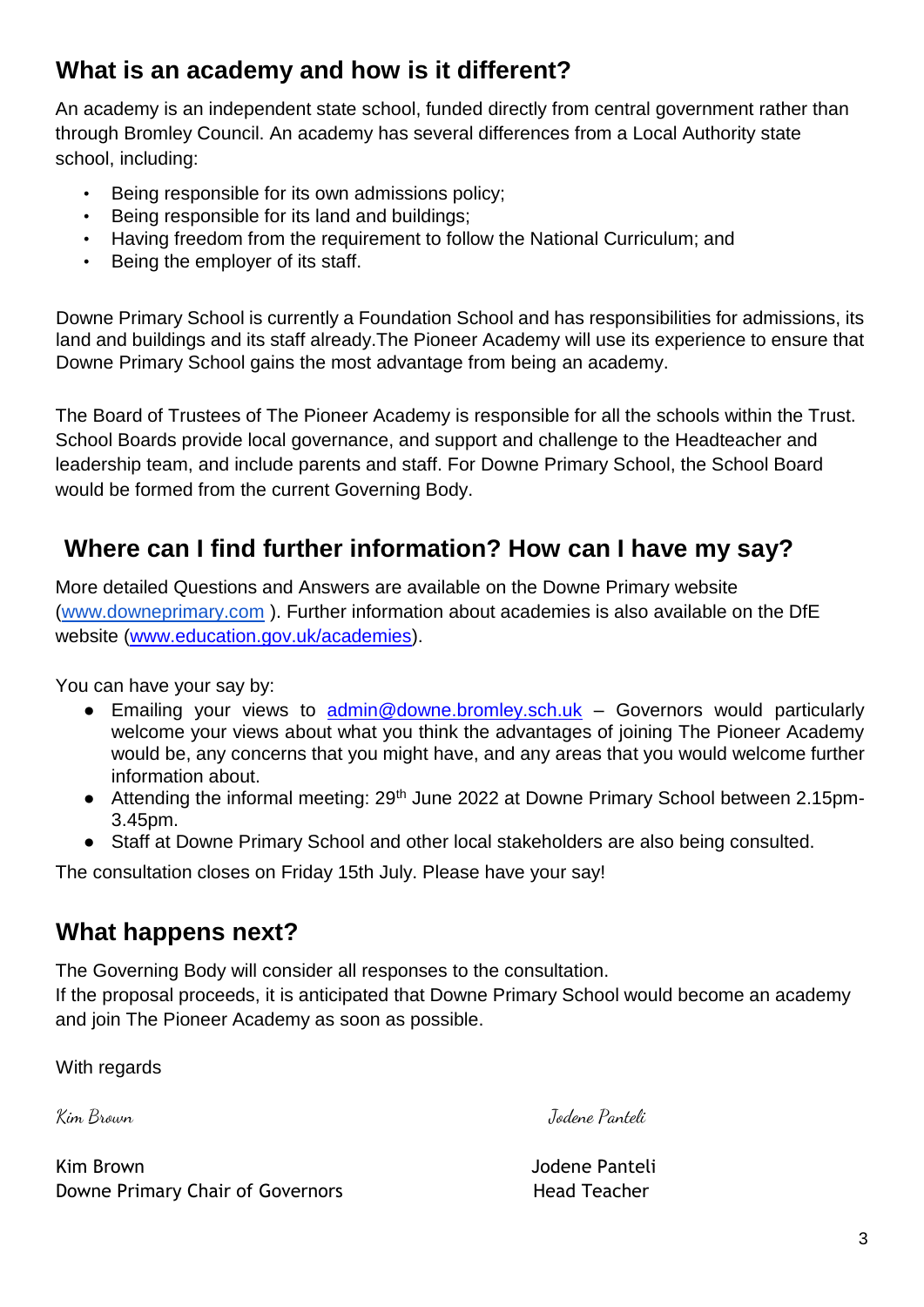## What is an academy and how is it different?

An academy is an independent state school, funded directly from central government rather than through Bromley Council. An academy has several differences from a Local Authority state school, including:

- Being responsible for its own admissions policy;
- Being responsible for its land and buildings;
- Having freedom from the requirement to follow the National Curriculum; and
- Being the employer of its staff.

Downe Primary School is currently a Foundation School and has responsibilities for admissions, its land and buildings and its staff already.The Pioneer Academy will use its experience to ensure that Downe Primary School gains the most advantage from being an academy.

The Board of Trustees of The Pioneer Academy is responsible for all the schools within the Trust. School Boards provide local governance, and support and challenge to the Headteacher and leadership team, and include parents and staff. For Downe Primary School, the School Board would be formed from the current Governing Body.

## Where can I find further information? How can I have my say?

More detailed Questions and Answers are available on the Downe Primary website (www.downeprimary.com ). Further information about academies is also available on the DfE website (www.education.gov.uk/academies).

You can have your say by:

- Emailing your views to admin@downe.bromley.sch.uk – Governors would particularly welcome your views about what you think the advantages of joining The Pioneer Academy would be, any concerns that you might have, and any areas that you would welcome further information about.
- Attending the informal meeting: 29th June 2022 at Downe Primary School between 2.15pm-3.45pm.
- Staff at Downe Primary School and other local stakeholders are also being consulted.

The consultation closes on Friday 15th July. Please have your say!

## What happens next?

The Governing Body will consider all responses to the consultation.
If the proposal proceeds, it is anticipated that Downe Primary School would become an academy and join The Pioneer Academy as soon as possible.

With regards

*Kim Brown*

Kim Brown
Downe Primary Chair of Governors

*Jodene Panteli*

Jodene Panteli
Head Teacher